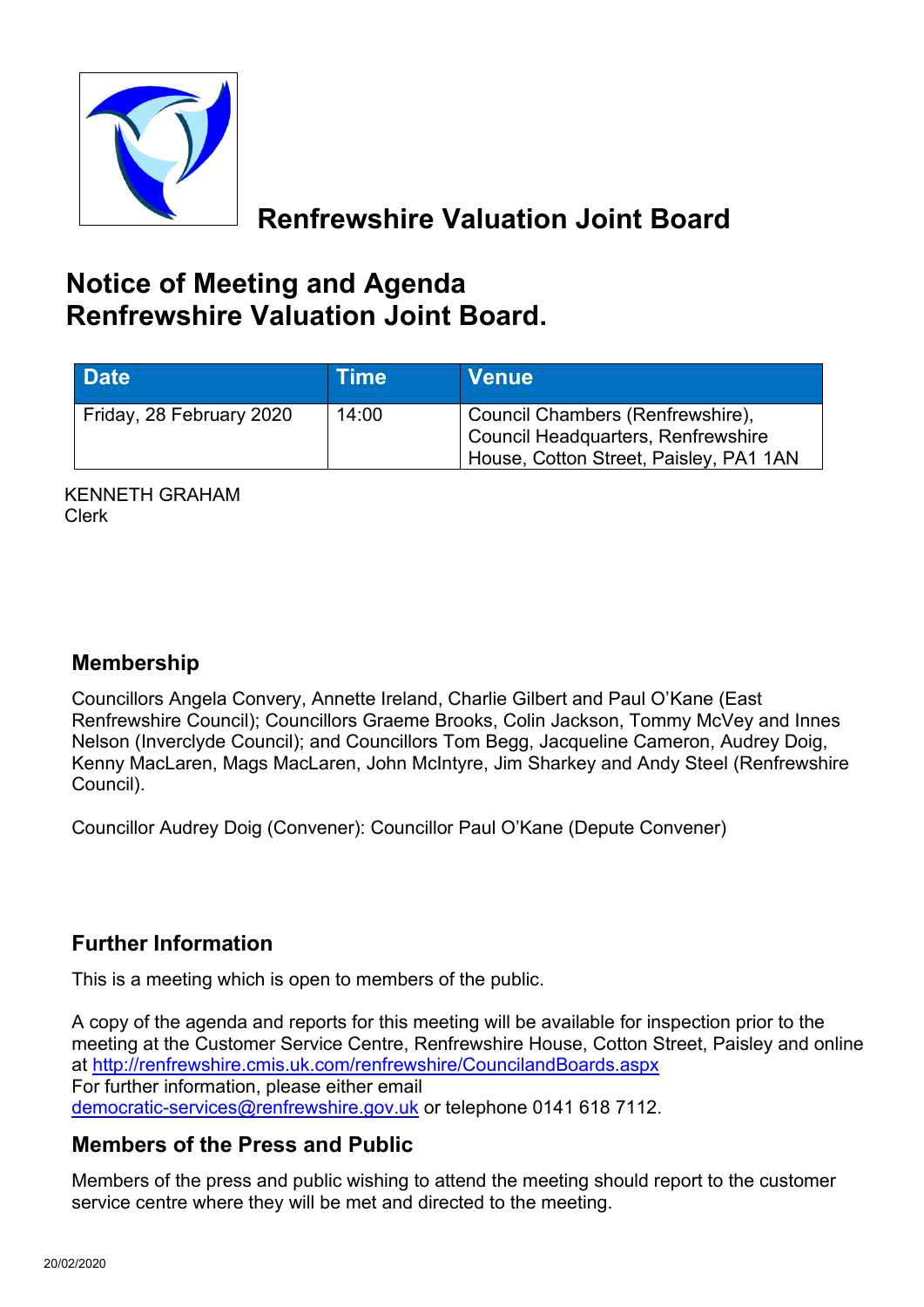# Renfrewshire Valuation Joint Board

## Notice of Meeting and Agenda
## Renfrewshire Valuation Joint Board.

| Date | Time | Venue |
|---|---|---|
| Friday, 28 February 2020 | 14:00 | Council Chambers (Renfrewshire), Council Headquarters, Renfrewshire House, Cotton Street, Paisley, PA1 1AN |

KENNETH GRAHAM
Clerk

### Membership

Councillors Angela Convery, Annette Ireland, Charlie Gilbert and Paul O'Kane (East Renfrewshire Council); Councillors Graeme Brooks, Colin Jackson, Tommy McVey and Innes Nelson (Inverclyde Council); and Councillors Tom Begg, Jacqueline Cameron, Audrey Doig, Kenny MacLaren, Mags MacLaren, John McIntyre, Jim Sharkey and Andy Steel (Renfrewshire Council).

Councillor Audrey Doig (Convener): Councillor Paul O'Kane (Depute Convener)

### Further Information

This is a meeting which is open to members of the public.

A copy of the agenda and reports for this meeting will be available for inspection prior to the meeting at the Customer Service Centre, Renfrewshire House, Cotton Street, Paisley and online at http://renfrewshire.cmis.uk.com/renfrewshire/CouncilandBoards.aspx
For further information, please either email democratic-services@renfrewshire.gov.uk or telephone 0141 618 7112.

### Members of the Press and Public

Members of the press and public wishing to attend the meeting should report to the customer service centre where they will be met and directed to the meeting.

20/02/2020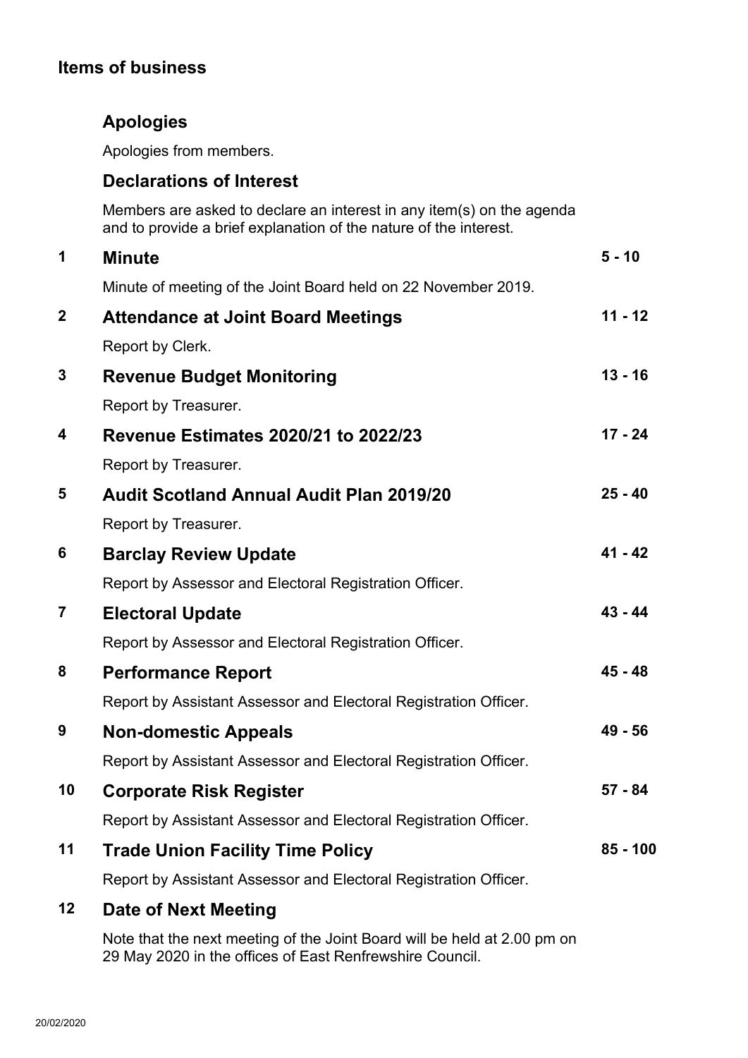## Items of business

### Apologies

Apologies from members.

### Declarations of Interest

Members are asked to declare an interest in any item(s) on the agenda and to provide a brief explanation of the nature of the interest.

| | | |
|---|---|---|
| **1** | **Minute**<br>Minute of meeting of the Joint Board held on 22 November 2019. | **5 - 10** |
| **2** | **Attendance at Joint Board Meetings**<br>Report by Clerk. | **11 - 12** |
| **3** | **Revenue Budget Monitoring**<br>Report by Treasurer. | **13 - 16** |
| **4** | **Revenue Estimates 2020/21 to 2022/23**<br>Report by Treasurer. | **17 - 24** |
| **5** | **Audit Scotland Annual Audit Plan 2019/20**<br>Report by Treasurer. | **25 - 40** |
| **6** | **Barclay Review Update**<br>Report by Assessor and Electoral Registration Officer. | **41 - 42** |
| **7** | **Electoral Update**<br>Report by Assessor and Electoral Registration Officer. | **43 - 44** |
| **8** | **Performance Report**<br>Report by Assistant Assessor and Electoral Registration Officer. | **45 - 48** |
| **9** | **Non-domestic Appeals**<br>Report by Assistant Assessor and Electoral Registration Officer. | **49 - 56** |
| **10** | **Corporate Risk Register**<br>Report by Assistant Assessor and Electoral Registration Officer. | **57 - 84** |
| **11** | **Trade Union Facility Time Policy**<br>Report by Assistant Assessor and Electoral Registration Officer. | **85 - 100** |
| **12** | **Date of Next Meeting**<br>Note that the next meeting of the Joint Board will be held at 2.00 pm on 29 May 2020 in the offices of East Renfrewshire Council. | |

20/02/2020